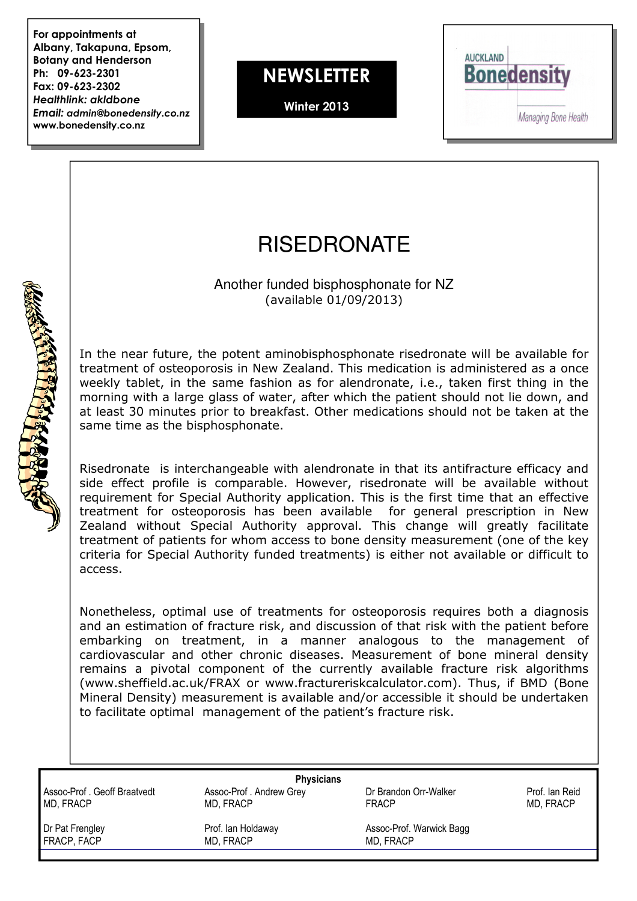**For appointments at Albany, Takapuna, Epsom, Botany and Henderson**
**Ph: 09-623-2301**
**Fax: 09-623-2302**
***Healthlink: akldbone***
***Email:* admin@bonedensity.co.nz**
**www.bonedensity.co.nz**

## NEWSLETTER

**Winter 2013**

AUCKLAND **Bonedensity**
*Managing Bone Health*

# RISEDRONATE

Another funded bisphosphonate for NZ
(available 01/09/2013)

In the near future, the potent aminobisphosphonate risedronate will be available for treatment of osteoporosis in New Zealand. This medication is administered as a once weekly tablet, in the same fashion as for alendronate, i.e., taken first thing in the morning with a large glass of water, after which the patient should not lie down, and at least 30 minutes prior to breakfast. Other medications should not be taken at the same time as the bisphosphonate.

Risedronate is interchangeable with alendronate in that its antifracture efficacy and side effect profile is comparable. However, risedronate will be available without requirement for Special Authority application. This is the first time that an effective treatment for osteoporosis has been available for general prescription in New Zealand without Special Authority approval. This change will greatly facilitate treatment of patients for whom access to bone density measurement (one of the key criteria for Special Authority funded treatments) is either not available or difficult to access.

Nonetheless, optimal use of treatments for osteoporosis requires both a diagnosis and an estimation of fracture risk, and discussion of that risk with the patient before embarking on treatment, in a manner analogous to the management of cardiovascular and other chronic diseases. Measurement of bone mineral density remains a pivotal component of the currently available fracture risk algorithms (www.sheffield.ac.uk/FRAX or www.fractureriskcalculator.com). Thus, if BMD (Bone Mineral Density) measurement is available and/or accessible it should be undertaken to facilitate optimal management of the patient's fracture risk.

**Physicians**

| | | | |
|---|---|---|---|
| Assoc-Prof . Geoff Braatvedt<br>MD, FRACP | Assoc-Prof . Andrew Grey<br>MD, FRACP | Dr Brandon Orr-Walker<br>FRACP | Prof. Ian Reid<br>MD, FRACP |
| Dr Pat Frengley<br>FRACP, FACP | Prof. Ian Holdaway<br>MD, FRACP | Assoc-Prof. Warwick Bagg<br>MD, FRACP | |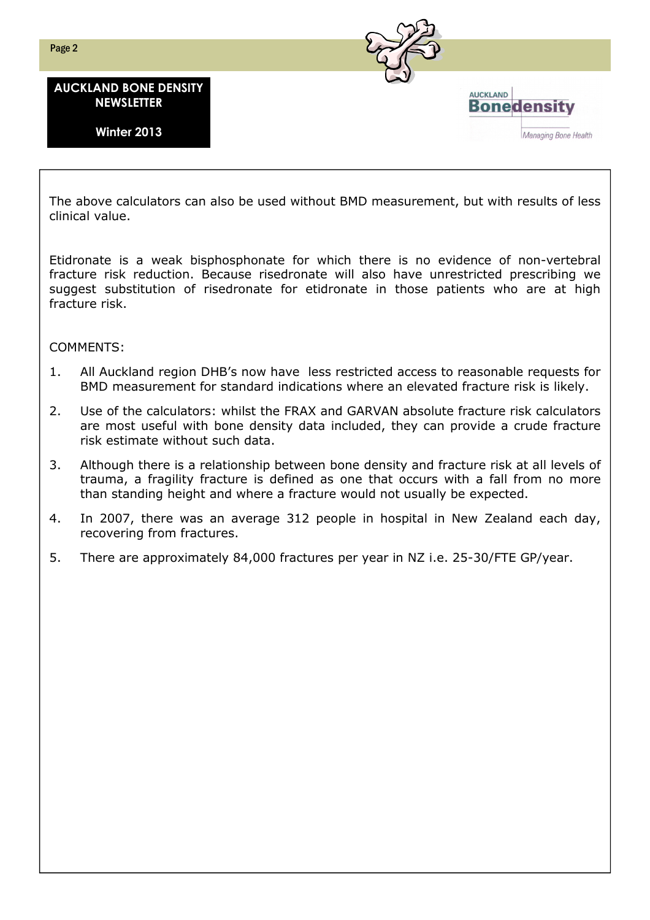The above calculators can also be used without BMD measurement, but with results of less clinical value.

Etidronate is a weak bisphosphonate for which there is no evidence of non-vertebral fracture risk reduction. Because risedronate will also have unrestricted prescribing we suggest substitution of risedronate for etidronate in those patients who are at high fracture risk.

COMMENTS:

1. All Auckland region DHB's now have less restricted access to reasonable requests for BMD measurement for standard indications where an elevated fracture risk is likely.
2. Use of the calculators: whilst the FRAX and GARVAN absolute fracture risk calculators are most useful with bone density data included, they can provide a crude fracture risk estimate without such data.
3. Although there is a relationship between bone density and fracture risk at all levels of trauma, a fragility fracture is defined as one that occurs with a fall from no more than standing height and where a fracture would not usually be expected.
4. In 2007, there was an average 312 people in hospital in New Zealand each day, recovering from fractures.
5. There are approximately 84,000 fractures per year in NZ i.e. 25-30/FTE GP/year.